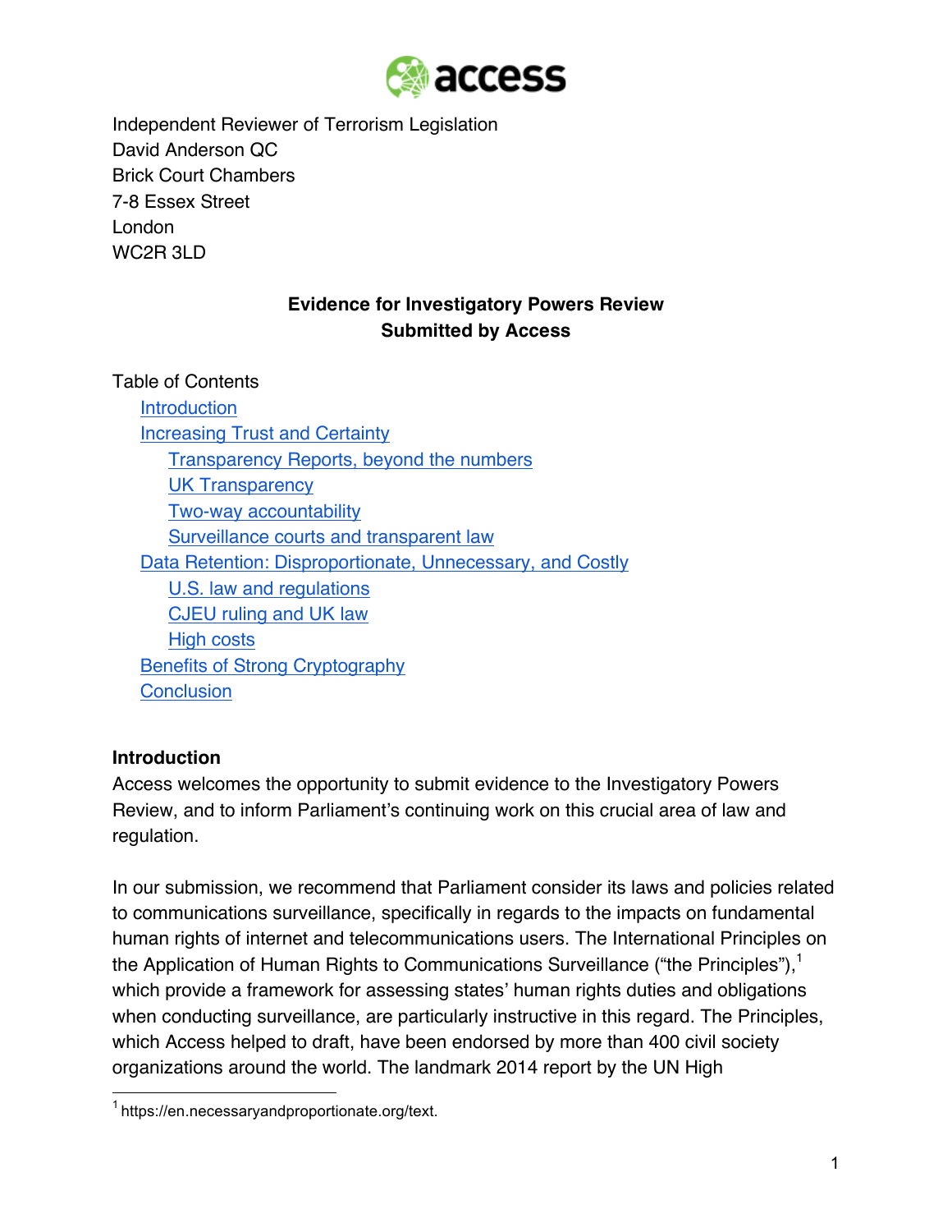access

Independent Reviewer of Terrorism Legislation
David Anderson QC
Brick Court Chambers
7-8 Essex Street
London
WC2R 3LD

**Evidence for Investigatory Powers Review**
**Submitted by Access**

Table of Contents

- Introduction
- Increasing Trust and Certainty
    - Transparency Reports, beyond the numbers
    - UK Transparency
    - Two-way accountability
    - Surveillance courts and transparent law
- Data Retention: Disproportionate, Unnecessary, and Costly
    - U.S. law and regulations
    - CJEU ruling and UK law
    - High costs
- Benefits of Strong Cryptography
- Conclusion

## Introduction

Access welcomes the opportunity to submit evidence to the Investigatory Powers Review, and to inform Parliament's continuing work on this crucial area of law and regulation.

In our submission, we recommend that Parliament consider its laws and policies related to communications surveillance, specifically in regards to the impacts on fundamental human rights of internet and telecommunications users. The International Principles on the Application of Human Rights to Communications Surveillance ("the Principles"),[1] which provide a framework for assessing states' human rights duties and obligations when conducting surveillance, are particularly instructive in this regard. The Principles, which Access helped to draft, have been endorsed by more than 400 civil society organizations around the world. The landmark 2014 report by the UN High

[1] https://en.necessaryandproportionate.org/text.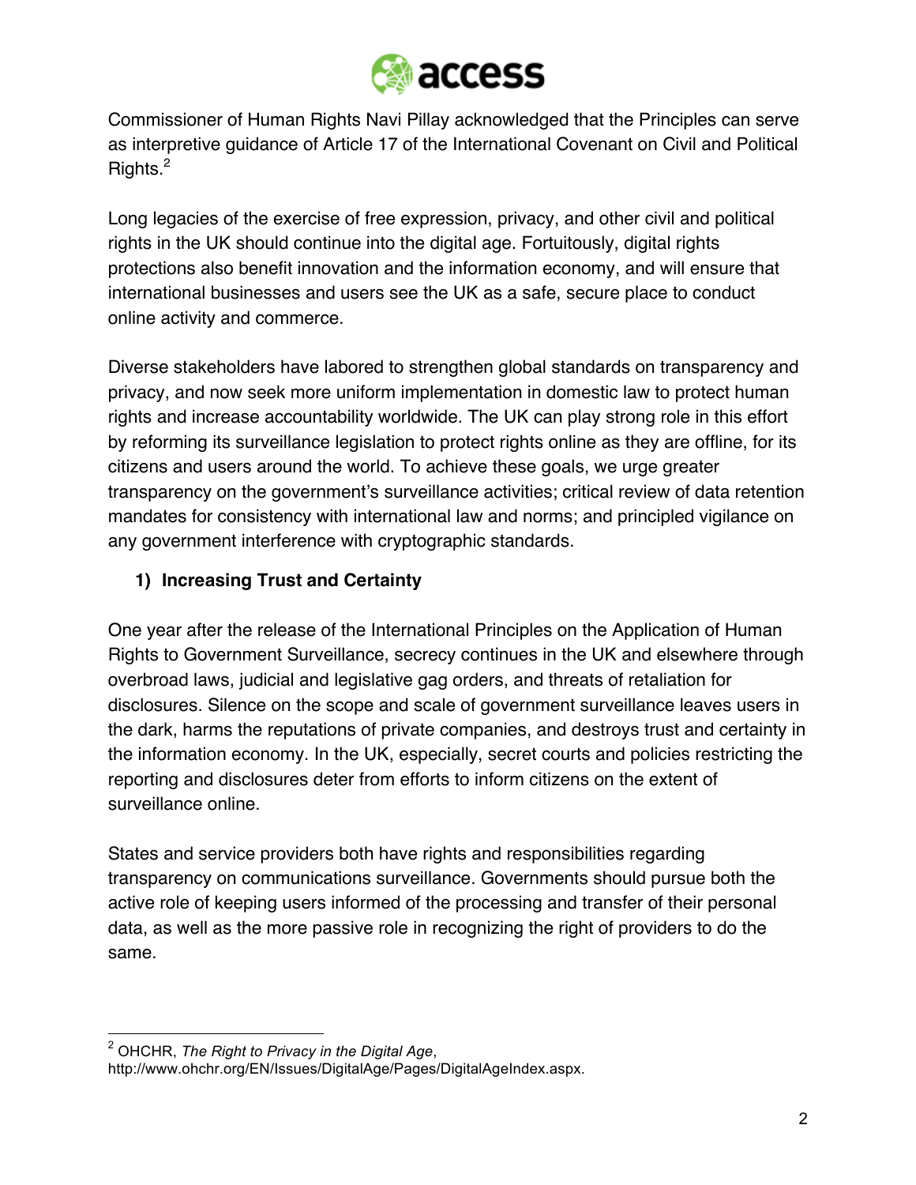Commissioner of Human Rights Navi Pillay acknowledged that the Principles can serve as interpretive guidance of Article 17 of the International Covenant on Civil and Political Rights.[2]

Long legacies of the exercise of free expression, privacy, and other civil and political rights in the UK should continue into the digital age. Fortuitously, digital rights protections also benefit innovation and the information economy, and will ensure that international businesses and users see the UK as a safe, secure place to conduct online activity and commerce.

Diverse stakeholders have labored to strengthen global standards on transparency and privacy, and now seek more uniform implementation in domestic law to protect human rights and increase accountability worldwide. The UK can play strong role in this effort by reforming its surveillance legislation to protect rights online as they are offline, for its citizens and users around the world. To achieve these goals, we urge greater transparency on the government's surveillance activities; critical review of data retention mandates for consistency with international law and norms; and principled vigilance on any government interference with cryptographic standards.

### 1) Increasing Trust and Certainty

One year after the release of the International Principles on the Application of Human Rights to Government Surveillance, secrecy continues in the UK and elsewhere through overbroad laws, judicial and legislative gag orders, and threats of retaliation for disclosures. Silence on the scope and scale of government surveillance leaves users in the dark, harms the reputations of private companies, and destroys trust and certainty in the information economy. In the UK, especially, secret courts and policies restricting the reporting and disclosures deter from efforts to inform citizens on the extent of surveillance online.

States and service providers both have rights and responsibilities regarding transparency on communications surveillance. Governments should pursue both the active role of keeping users informed of the processing and transfer of their personal data, as well as the more passive role in recognizing the right of providers to do the same.

---

[2] OHCHR, *The Right to Privacy in the Digital Age*, http://www.ohchr.org/EN/Issues/DigitalAge/Pages/DigitalAgeIndex.aspx.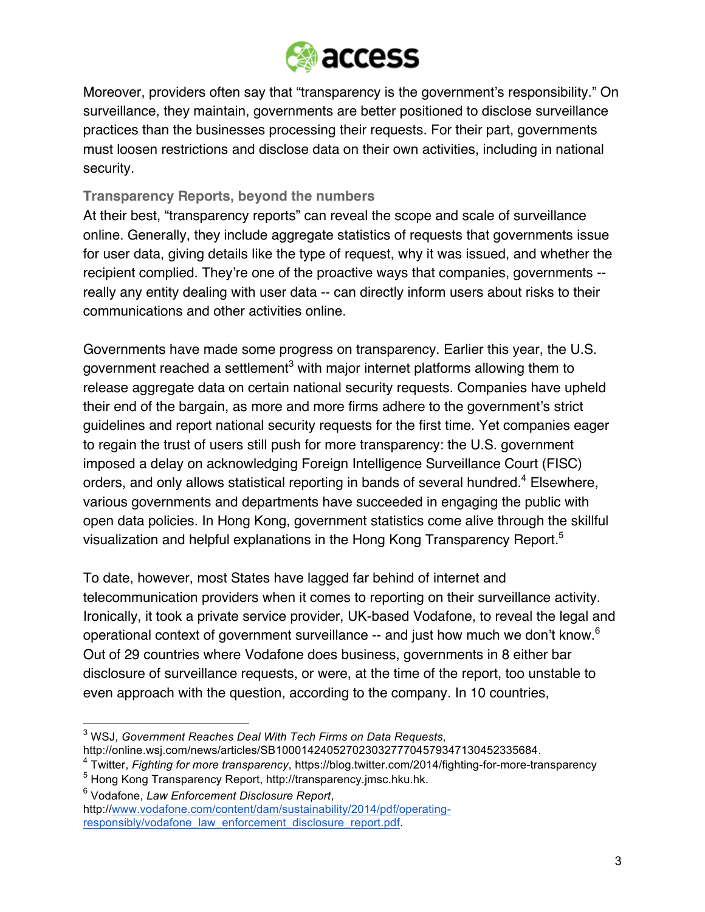Moreover, providers often say that “transparency is the government’s responsibility.” On surveillance, they maintain, governments are better positioned to disclose surveillance practices than the businesses processing their requests. For their part, governments must loosen restrictions and disclose data on their own activities, including in national security.

### Transparency Reports, beyond the numbers

At their best, “transparency reports” can reveal the scope and scale of surveillance online. Generally, they include aggregate statistics of requests that governments issue for user data, giving details like the type of request, why it was issued, and whether the recipient complied. They’re one of the proactive ways that companies, governments -- really any entity dealing with user data -- can directly inform users about risks to their communications and other activities online.

Governments have made some progress on transparency. Earlier this year, the U.S. government reached a settlement[3] with major internet platforms allowing them to release aggregate data on certain national security requests. Companies have upheld their end of the bargain, as more and more firms adhere to the government’s strict guidelines and report national security requests for the first time. Yet companies eager to regain the trust of users still push for more transparency: the U.S. government imposed a delay on acknowledging Foreign Intelligence Surveillance Court (FISC) orders, and only allows statistical reporting in bands of several hundred.[4] Elsewhere, various governments and departments have succeeded in engaging the public with open data policies. In Hong Kong, government statistics come alive through the skillful visualization and helpful explanations in the Hong Kong Transparency Report.[5]

To date, however, most States have lagged far behind of internet and telecommunication providers when it comes to reporting on their surveillance activity. Ironically, it took a private service provider, UK-based Vodafone, to reveal the legal and operational context of government surveillance -- and just how much we don’t know.[6] Out of 29 countries where Vodafone does business, governments in 8 either bar disclosure of surveillance requests, or were, at the time of the report, too unstable to even approach with the question, according to the company. In 10 countries,

---

[3] WSJ, *Government Reaches Deal With Tech Firms on Data Requests*, http://online.wsj.com/news/articles/SB10001424052702303277704579347130452335684.

[4] Twitter, *Fighting for more transparency*, https://blog.twitter.com/2014/fighting-for-more-transparency

[5] Hong Kong Transparency Report, http://transparency.jmsc.hku.hk.

[6] Vodafone, *Law Enforcement Disclosure Report*, http://www.vodafone.com/content/dam/sustainability/2014/pdf/operating-responsibly/vodafone_law_enforcement_disclosure_report.pdf.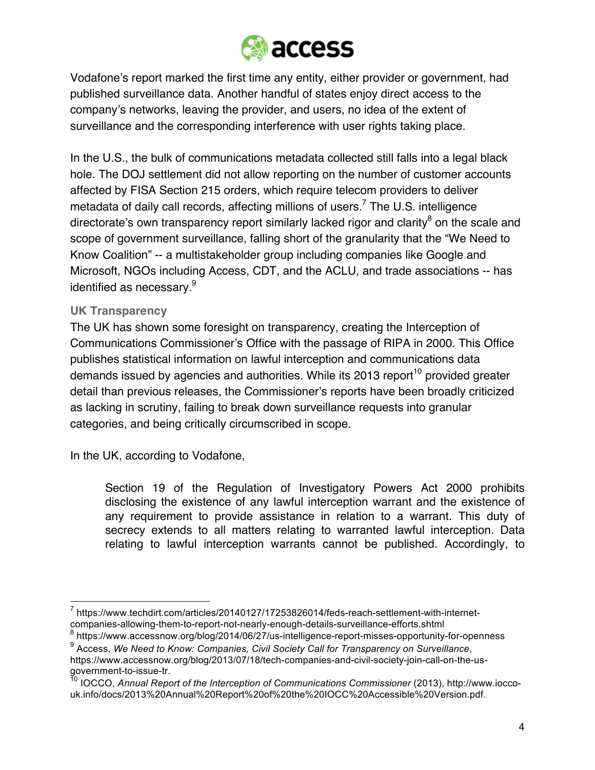Vodafone's report marked the first time any entity, either provider or government, had published surveillance data. Another handful of states enjoy direct access to the company's networks, leaving the provider, and users, no idea of the extent of surveillance and the corresponding interference with user rights taking place.

In the U.S., the bulk of communications metadata collected still falls into a legal black hole. The DOJ settlement did not allow reporting on the number of customer accounts affected by FISA Section 215 orders, which require telecom providers to deliver metadata of daily call records, affecting millions of users.[7] The U.S. intelligence directorate's own transparency report similarly lacked rigor and clarity[8] on the scale and scope of government surveillance, falling short of the granularity that the "We Need to Know Coalition" -- a multistakeholder group including companies like Google and Microsoft, NGOs including Access, CDT, and the ACLU, and trade associations -- has identified as necessary.[9]

### UK Transparency

The UK has shown some foresight on transparency, creating the Interception of Communications Commissioner's Office with the passage of RIPA in 2000. This Office publishes statistical information on lawful interception and communications data demands issued by agencies and authorities. While its 2013 report[10] provided greater detail than previous releases, the Commissioner's reports have been broadly criticized as lacking in scrutiny, failing to break down surveillance requests into granular categories, and being critically circumscribed in scope.

In the UK, according to Vodafone,

> Section 19 of the Regulation of Investigatory Powers Act 2000 prohibits disclosing the existence of any lawful interception warrant and the existence of any requirement to provide assistance in relation to a warrant. This duty of secrecy extends to all matters relating to warranted lawful interception. Data relating to lawful interception warrants cannot be published. Accordingly, to

---

[7] https://www.techdirt.com/articles/20140127/17253826014/feds-reach-settlement-with-internet-companies-allowing-them-to-report-not-nearly-enough-details-surveillance-efforts.shtml

[8] https://www.accessnow.org/blog/2014/06/27/us-intelligence-report-misses-opportunity-for-openness

[9] Access, *We Need to Know: Companies, Civil Society Call for Transparency on Surveillance*, https://www.accessnow.org/blog/2013/07/18/tech-companies-and-civil-society-join-call-on-the-us-government-to-issue-tr.

[10] IOCCO, *Annual Report of the Interception of Communications Commissioner* (2013), http://www.iocco-uk.info/docs/2013%20Annual%20Report%20of%20the%20IOCC%20Accessible%20Version.pdf.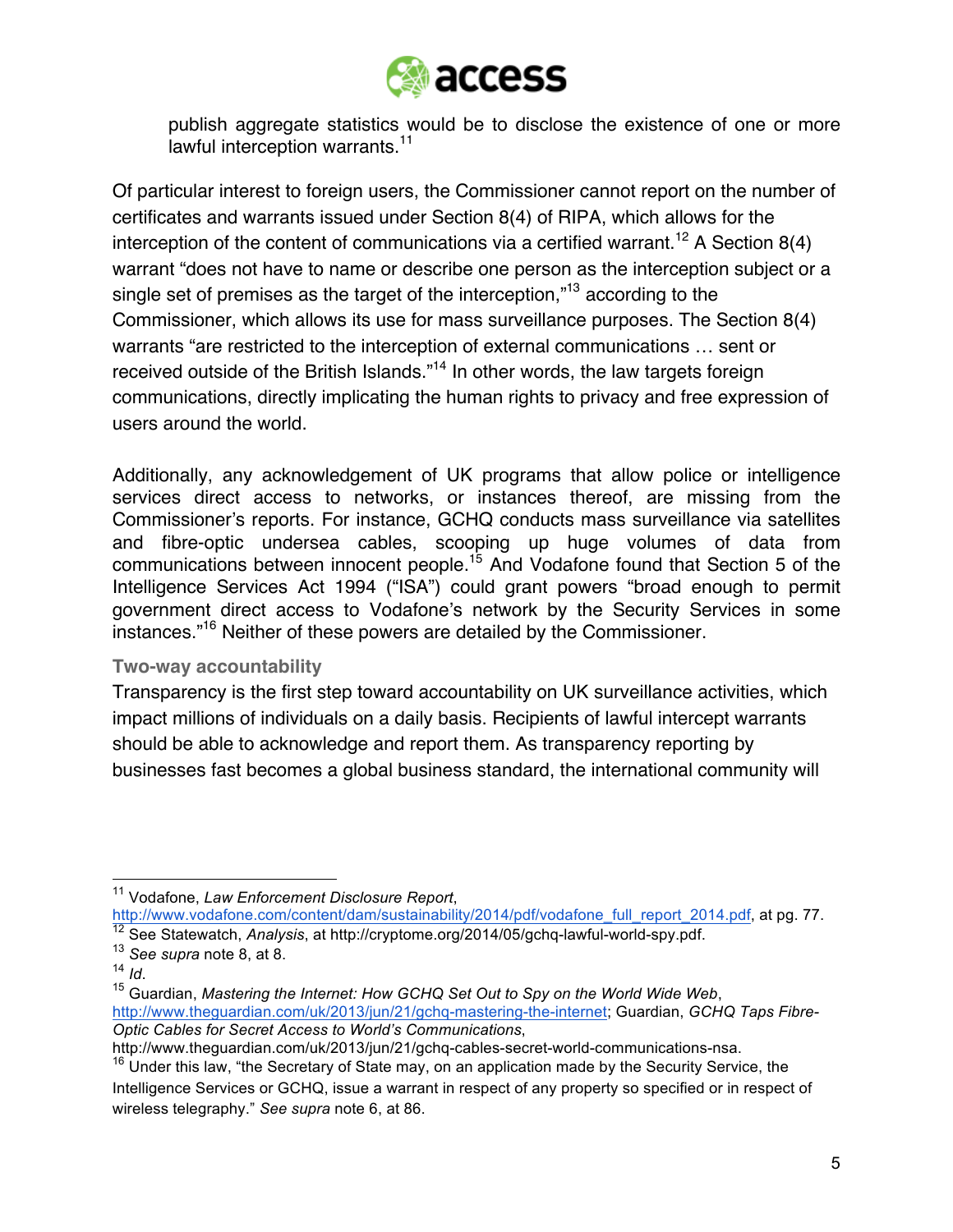publish aggregate statistics would be to disclose the existence of one or more lawful interception warrants.[11]

Of particular interest to foreign users, the Commissioner cannot report on the number of certificates and warrants issued under Section 8(4) of RIPA, which allows for the interception of the content of communications via a certified warrant.[12] A Section 8(4) warrant "does not have to name or describe one person as the interception subject or a single set of premises as the target of the interception,"[13] according to the Commissioner, which allows its use for mass surveillance purposes. The Section 8(4) warrants "are restricted to the interception of external communications … sent or received outside of the British Islands."[14] In other words, the law targets foreign communications, directly implicating the human rights to privacy and free expression of users around the world.

Additionally, any acknowledgement of UK programs that allow police or intelligence services direct access to networks, or instances thereof, are missing from the Commissioner's reports. For instance, GCHQ conducts mass surveillance via satellites and fibre-optic undersea cables, scooping up huge volumes of data from communications between innocent people.[15] And Vodafone found that Section 5 of the Intelligence Services Act 1994 ("ISA") could grant powers "broad enough to permit government direct access to Vodafone's network by the Security Services in some instances."[16] Neither of these powers are detailed by the Commissioner.

### Two-way accountability

Transparency is the first step toward accountability on UK surveillance activities, which impact millions of individuals on a daily basis. Recipients of lawful intercept warrants should be able to acknowledge and report them. As transparency reporting by businesses fast becomes a global business standard, the international community will

---

[11] Vodafone, *Law Enforcement Disclosure Report*, http://www.vodafone.com/content/dam/sustainability/2014/pdf/vodafone_full_report_2014.pdf, at pg. 77.

[12] See Statewatch, *Analysis*, at http://cryptome.org/2014/05/gchq-lawful-world-spy.pdf.

[13] *See supra* note 8, at 8.

[14] *Id*.

[15] Guardian, *Mastering the Internet: How GCHQ Set Out to Spy on the World Wide Web*, http://www.theguardian.com/uk/2013/jun/21/gchq-mastering-the-internet; Guardian, *GCHQ Taps Fibre-Optic Cables for Secret Access to World's Communications*, http://www.theguardian.com/uk/2013/jun/21/gchq-cables-secret-world-communications-nsa.

[16] Under this law, "the Secretary of State may, on an application made by the Security Service, the Intelligence Services or GCHQ, issue a warrant in respect of any property so specified or in respect of wireless telegraphy." *See supra* note 6, at 86.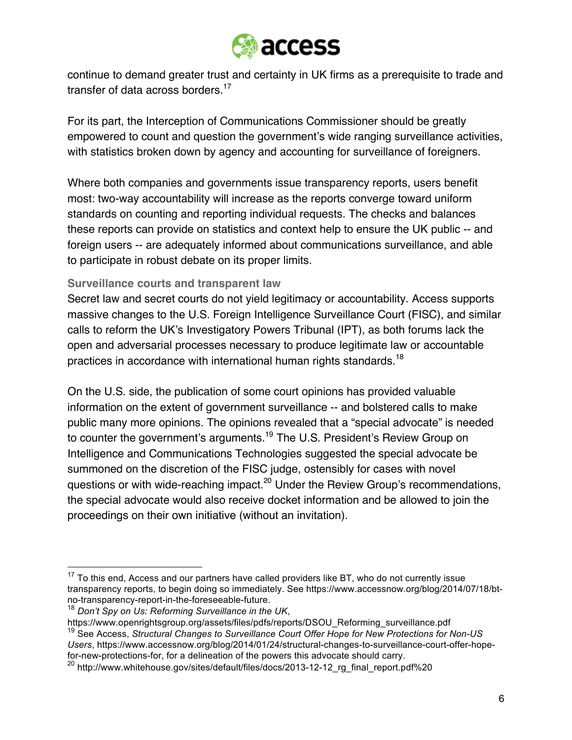continue to demand greater trust and certainty in UK firms as a prerequisite to trade and transfer of data across borders.[17]

For its part, the Interception of Communications Commissioner should be greatly empowered to count and question the government's wide ranging surveillance activities, with statistics broken down by agency and accounting for surveillance of foreigners.

Where both companies and governments issue transparency reports, users benefit most: two-way accountability will increase as the reports converge toward uniform standards on counting and reporting individual requests. The checks and balances these reports can provide on statistics and context help to ensure the UK public -- and foreign users -- are adequately informed about communications surveillance, and able to participate in robust debate on its proper limits.

### Surveillance courts and transparent law

Secret law and secret courts do not yield legitimacy or accountability. Access supports massive changes to the U.S. Foreign Intelligence Surveillance Court (FISC), and similar calls to reform the UK's Investigatory Powers Tribunal (IPT), as both forums lack the open and adversarial processes necessary to produce legitimate law or accountable practices in accordance with international human rights standards.[18]

On the U.S. side, the publication of some court opinions has provided valuable information on the extent of government surveillance -- and bolstered calls to make public many more opinions. The opinions revealed that a "special advocate" is needed to counter the government's arguments.[19] The U.S. President's Review Group on Intelligence and Communications Technologies suggested the special advocate be summoned on the discretion of the FISC judge, ostensibly for cases with novel questions or with wide-reaching impact.[20] Under the Review Group's recommendations, the special advocate would also receive docket information and be allowed to join the proceedings on their own initiative (without an invitation).

---

[17] To this end, Access and our partners have called providers like BT, who do not currently issue transparency reports, to begin doing so immediately. See https://www.accessnow.org/blog/2014/07/18/bt-no-transparency-report-in-the-foreseeable-future.

[18] *Don't Spy on Us: Reforming Surveillance in the UK*, https://www.openrightsgroup.org/assets/files/pdfs/reports/DSOU_Reforming_surveillance.pdf

[19] See Access, *Structural Changes to Surveillance Court Offer Hope for New Protections for Non-US Users*, https://www.accessnow.org/blog/2014/01/24/structural-changes-to-surveillance-court-offer-hope-for-new-protections-for, for a delineation of the powers this advocate should carry.

[20] http://www.whitehouse.gov/sites/default/files/docs/2013-12-12_rg_final_report.pdf%20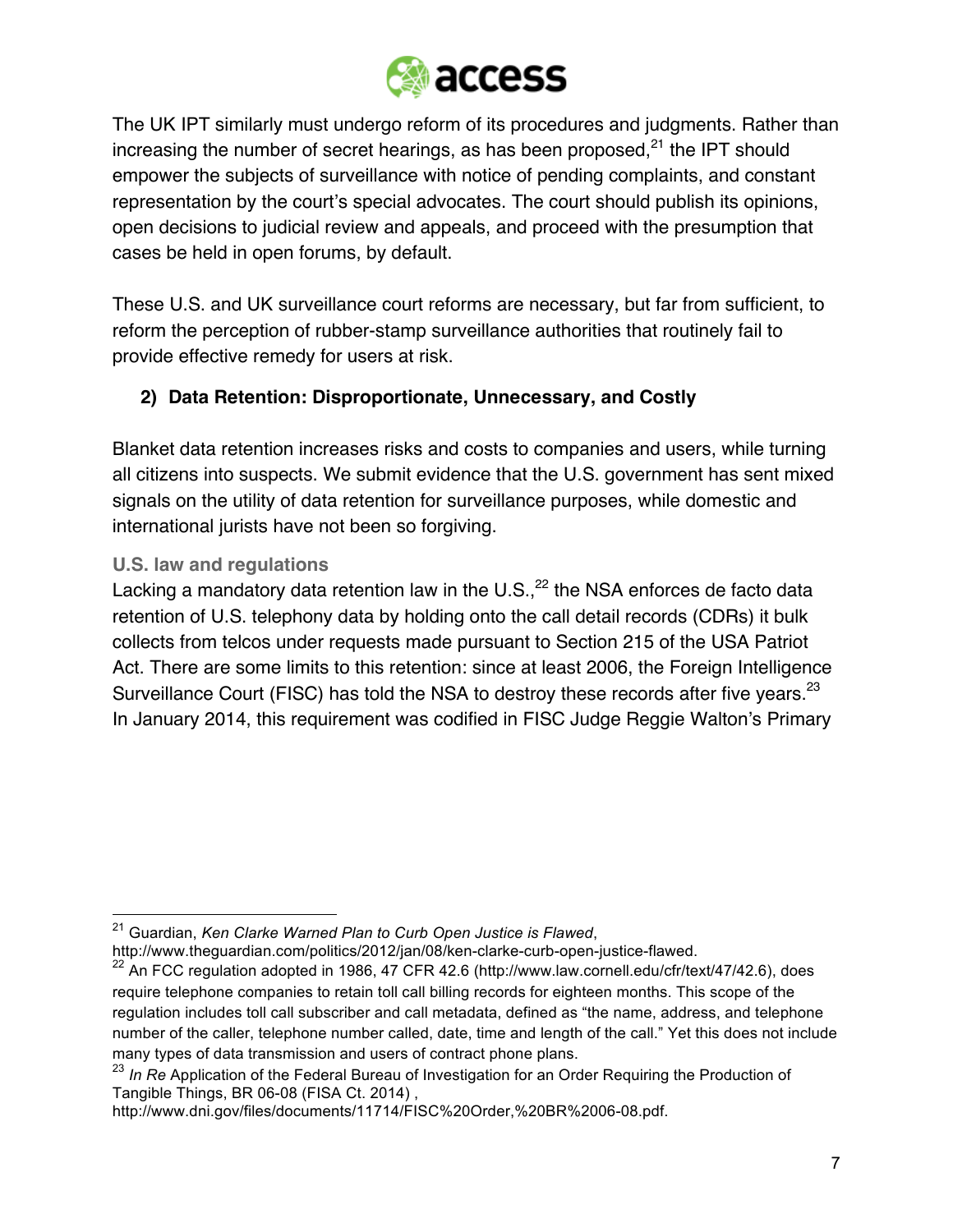The UK IPT similarly must undergo reform of its procedures and judgments. Rather than increasing the number of secret hearings, as has been proposed,[21] the IPT should empower the subjects of surveillance with notice of pending complaints, and constant representation by the court's special advocates. The court should publish its opinions, open decisions to judicial review and appeals, and proceed with the presumption that cases be held in open forums, by default.

These U.S. and UK surveillance court reforms are necessary, but far from sufficient, to reform the perception of rubber-stamp surveillance authorities that routinely fail to provide effective remedy for users at risk.

## 2) Data Retention: Disproportionate, Unnecessary, and Costly

Blanket data retention increases risks and costs to companies and users, while turning all citizens into suspects. We submit evidence that the U.S. government has sent mixed signals on the utility of data retention for surveillance purposes, while domestic and international jurists have not been so forgiving.

### U.S. law and regulations

Lacking a mandatory data retention law in the U.S.,[22] the NSA enforces de facto data retention of U.S. telephony data by holding onto the call detail records (CDRs) it bulk collects from telcos under requests made pursuant to Section 215 of the USA Patriot Act. There are some limits to this retention: since at least 2006, the Foreign Intelligence Surveillance Court (FISC) has told the NSA to destroy these records after five years.[23] In January 2014, this requirement was codified in FISC Judge Reggie Walton's Primary

---

[21] Guardian, *Ken Clarke Warned Plan to Curb Open Justice is Flawed*, http://www.theguardian.com/politics/2012/jan/08/ken-clarke-curb-open-justice-flawed.

[22] An FCC regulation adopted in 1986, 47 CFR 42.6 (http://www.law.cornell.edu/cfr/text/47/42.6), does require telephone companies to retain toll call billing records for eighteen months. This scope of the regulation includes toll call subscriber and call metadata, defined as "the name, address, and telephone number of the caller, telephone number called, date, time and length of the call." Yet this does not include many types of data transmission and users of contract phone plans.

[23] *In Re* Application of the Federal Bureau of Investigation for an Order Requiring the Production of Tangible Things, BR 06-08 (FISA Ct. 2014) , http://www.dni.gov/files/documents/11714/FISC%20Order,%20BR%2006-08.pdf.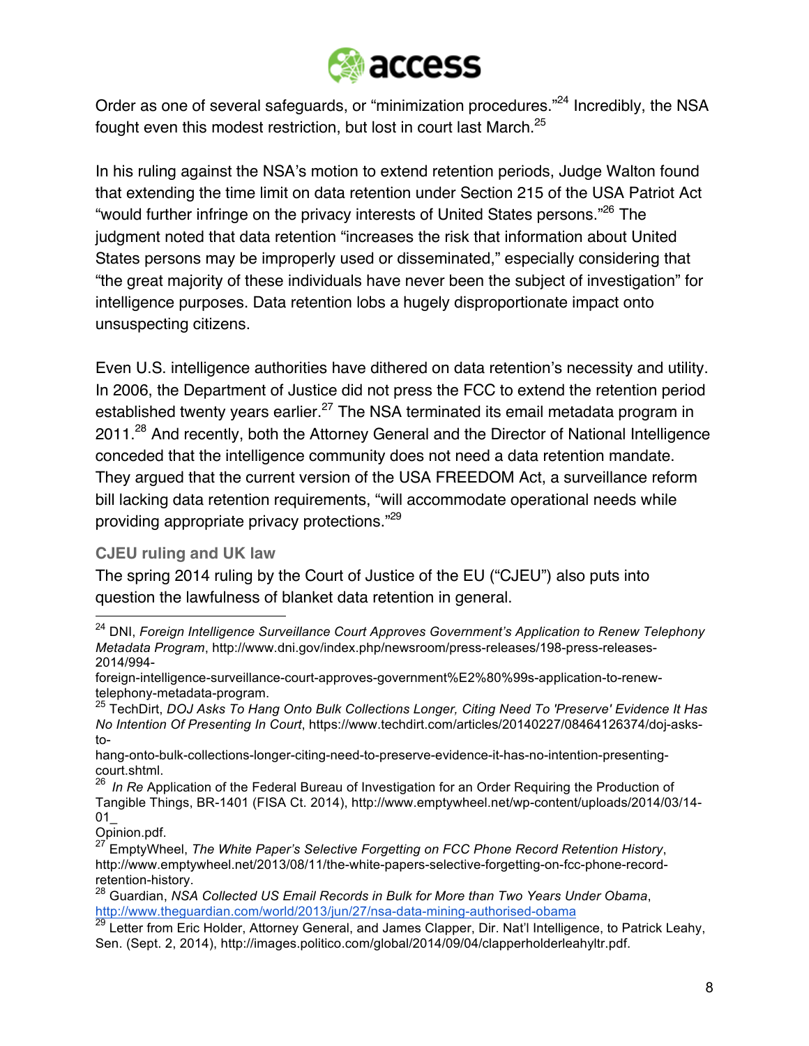Order as one of several safeguards, or “minimization procedures.”[24] Incredibly, the NSA fought even this modest restriction, but lost in court last March.[25]

In his ruling against the NSA’s motion to extend retention periods, Judge Walton found that extending the time limit on data retention under Section 215 of the USA Patriot Act “would further infringe on the privacy interests of United States persons.”[26] The judgment noted that data retention “increases the risk that information about United States persons may be improperly used or disseminated,” especially considering that “the great majority of these individuals have never been the subject of investigation” for intelligence purposes. Data retention lobs a hugely disproportionate impact onto unsuspecting citizens.

Even U.S. intelligence authorities have dithered on data retention’s necessity and utility. In 2006, the Department of Justice did not press the FCC to extend the retention period established twenty years earlier.[27] The NSA terminated its email metadata program in 2011.[28] And recently, both the Attorney General and the Director of National Intelligence conceded that the intelligence community does not need a data retention mandate. They argued that the current version of the USA FREEDOM Act, a surveillance reform bill lacking data retention requirements, “will accommodate operational needs while providing appropriate privacy protections.”[29]

### CJEU ruling and UK law

The spring 2014 ruling by the Court of Justice of the EU (“CJEU”) also puts into question the lawfulness of blanket data retention in general.

---

[24] DNI, *Foreign Intelligence Surveillance Court Approves Government’s Application to Renew Telephony Metadata Program*, http://www.dni.gov/index.php/newsroom/press-releases/198-press-releases-2014/994-foreign-intelligence-surveillance-court-approves-government%E2%80%99s-application-to-renew-telephony-metadata-program.

[25] TechDirt, *DOJ Asks To Hang Onto Bulk Collections Longer, Citing Need To 'Preserve' Evidence It Has No Intention Of Presenting In Court*, https://www.techdirt.com/articles/20140227/08464126374/doj-asks-to-hang-onto-bulk-collections-longer-citing-need-to-preserve-evidence-it-has-no-intention-presenting-court.shtml.

[26] *In Re* Application of the Federal Bureau of Investigation for an Order Requiring the Production of Tangible Things, BR-1401 (FISA Ct. 2014), http://www.emptywheel.net/wp-content/uploads/2014/03/14-01_Opinion.pdf.

[27] EmptyWheel, *The White Paper’s Selective Forgetting on FCC Phone Record Retention History*, http://www.emptywheel.net/2013/08/11/the-white-papers-selective-forgetting-on-fcc-phone-record-retention-history.

[28] Guardian, *NSA Collected US Email Records in Bulk for More than Two Years Under Obama*, http://www.theguardian.com/world/2013/jun/27/nsa-data-mining-authorised-obama

[29] Letter from Eric Holder, Attorney General, and James Clapper, Dir. Nat’l Intelligence, to Patrick Leahy, Sen. (Sept. 2, 2014), http://images.politico.com/global/2014/09/04/clapperholderleahyltr.pdf.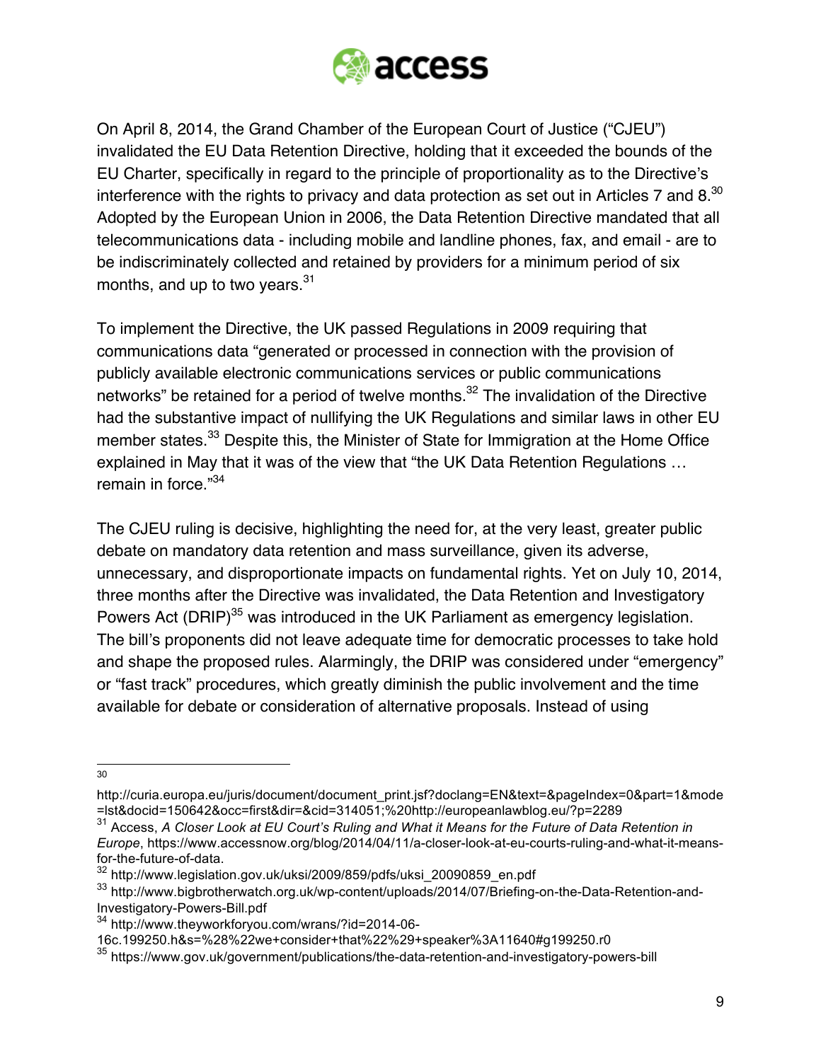On April 8, 2014, the Grand Chamber of the European Court of Justice ("CJEU") invalidated the EU Data Retention Directive, holding that it exceeded the bounds of the EU Charter, specifically in regard to the principle of proportionality as to the Directive's interference with the rights to privacy and data protection as set out in Articles 7 and 8.[30] Adopted by the European Union in 2006, the Data Retention Directive mandated that all telecommunications data - including mobile and landline phones, fax, and email - are to be indiscriminately collected and retained by providers for a minimum period of six months, and up to two years.[31]

To implement the Directive, the UK passed Regulations in 2009 requiring that communications data "generated or processed in connection with the provision of publicly available electronic communications services or public communications networks" be retained for a period of twelve months.[32] The invalidation of the Directive had the substantive impact of nullifying the UK Regulations and similar laws in other EU member states.[33] Despite this, the Minister of State for Immigration at the Home Office explained in May that it was of the view that "the UK Data Retention Regulations … remain in force."[34]

The CJEU ruling is decisive, highlighting the need for, at the very least, greater public debate on mandatory data retention and mass surveillance, given its adverse, unnecessary, and disproportionate impacts on fundamental rights. Yet on July 10, 2014, three months after the Directive was invalidated, the Data Retention and Investigatory Powers Act (DRIP)[35] was introduced in the UK Parliament as emergency legislation. The bill's proponents did not leave adequate time for democratic processes to take hold and shape the proposed rules. Alarmingly, the DRIP was considered under "emergency" or "fast track" procedures, which greatly diminish the public involvement and the time available for debate or consideration of alternative proposals. Instead of using

---

[30] http://curia.europa.eu/juris/document/document_print.jsf?doclang=EN&text=&pageIndex=0&part=1&mode=lst&docid=150642&occ=first&dir=&cid=314051;%20http://europeanlawblog.eu/?p=2289

[31] Access, *A Closer Look at EU Court's Ruling and What it Means for the Future of Data Retention in Europe*, https://www.accessnow.org/blog/2014/04/11/a-closer-look-at-eu-courts-ruling-and-what-it-means-for-the-future-of-data.

[32] http://www.legislation.gov.uk/uksi/2009/859/pdfs/uksi_20090859_en.pdf

[33] http://www.bigbrotherwatch.org.uk/wp-content/uploads/2014/07/Briefing-on-the-Data-Retention-and-Investigatory-Powers-Bill.pdf

[34] http://www.theyworkforyou.com/wrans/?id=2014-06-16c.199250.h&s=%28%22we+consider+that%22%29+speaker%3A11640#g199250.r0

[35] https://www.gov.uk/government/publications/the-data-retention-and-investigatory-powers-bill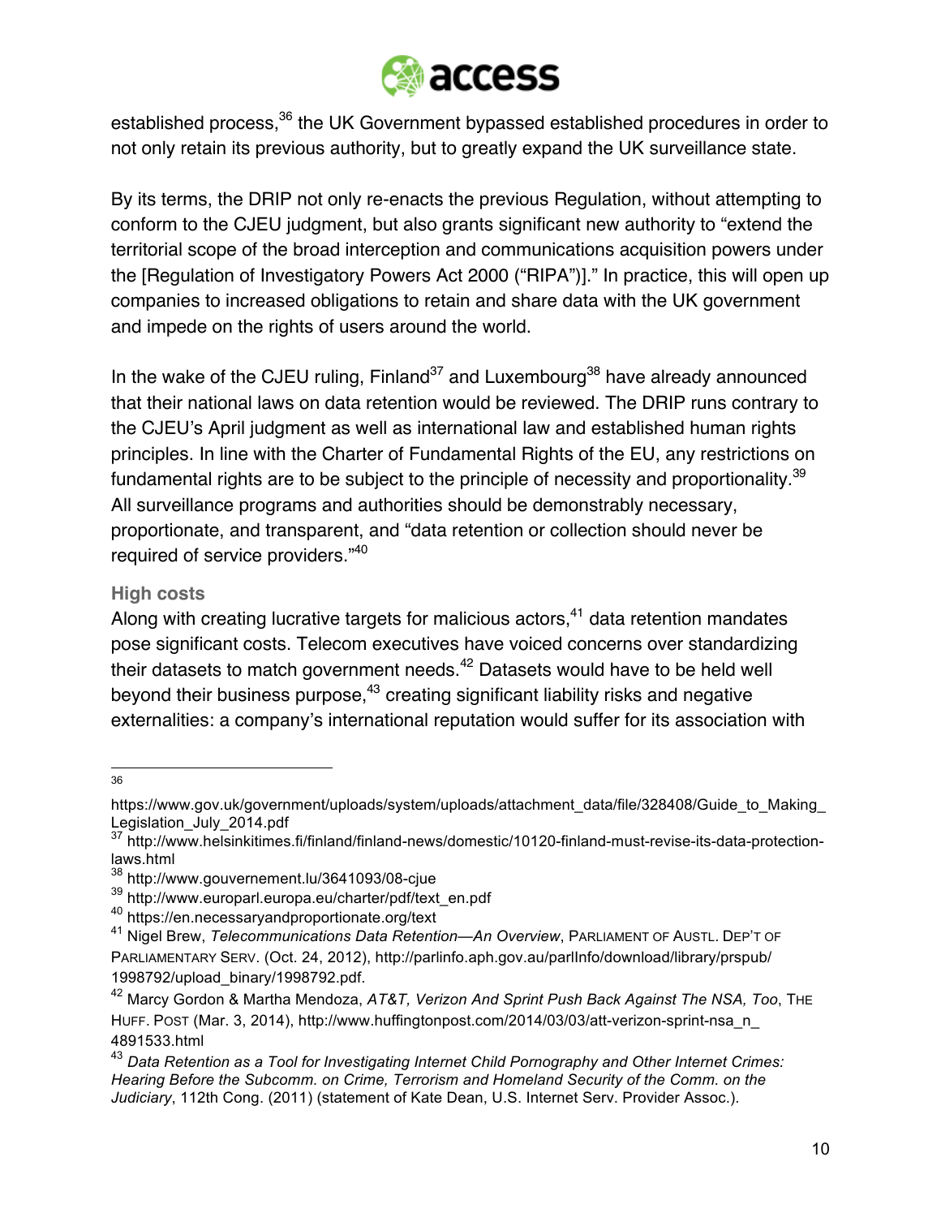established process,[36] the UK Government bypassed established procedures in order to not only retain its previous authority, but to greatly expand the UK surveillance state.

By its terms, the DRIP not only re-enacts the previous Regulation, without attempting to conform to the CJEU judgment, but also grants significant new authority to "extend the territorial scope of the broad interception and communications acquisition powers under the [Regulation of Investigatory Powers Act 2000 ("RIPA")]." In practice, this will open up companies to increased obligations to retain and share data with the UK government and impede on the rights of users around the world.

In the wake of the CJEU ruling, Finland[37] and Luxembourg[38] have already announced that their national laws on data retention would be reviewed. The DRIP runs contrary to the CJEU's April judgment as well as international law and established human rights principles. In line with the Charter of Fundamental Rights of the EU, any restrictions on fundamental rights are to be subject to the principle of necessity and proportionality.[39] All surveillance programs and authorities should be demonstrably necessary, proportionate, and transparent, and "data retention or collection should never be required of service providers."[40]

### High costs

Along with creating lucrative targets for malicious actors,[41] data retention mandates pose significant costs. Telecom executives have voiced concerns over standardizing their datasets to match government needs.[42] Datasets would have to be held well beyond their business purpose,[43] creating significant liability risks and negative externalities: a company's international reputation would suffer for its association with

---

[36] https://www.gov.uk/government/uploads/system/uploads/attachment_data/file/328408/Guide_to_Making_Legislation_July_2014.pdf

[37] http://www.helsinkitimes.fi/finland/finland-news/domestic/10120-finland-must-revise-its-data-protection-laws.html

[38] http://www.gouvernement.lu/3641093/08-cjue

[39] http://www.europarl.europa.eu/charter/pdf/text_en.pdf

[40] https://en.necessaryandproportionate.org/text

[41] Nigel Brew, *Telecommunications Data Retention—An Overview*, PARLIAMENT OF AUSTL. DEP'T OF PARLIAMENTARY SERV. (Oct. 24, 2012), http://parlinfo.aph.gov.au/parlInfo/download/library/prspub/1998792/upload_binary/1998792.pdf.

[42] Marcy Gordon & Martha Mendoza, *AT&T, Verizon And Sprint Push Back Against The NSA, Too*, THE HUFF. POST (Mar. 3, 2014), http://www.huffingtonpost.com/2014/03/03/att-verizon-sprint-nsa_n_4891533.html

[43] *Data Retention as a Tool for Investigating Internet Child Pornography and Other Internet Crimes: Hearing Before the Subcomm. on Crime, Terrorism and Homeland Security of the Comm. on the Judiciary*, 112th Cong. (2011) (statement of Kate Dean, U.S. Internet Serv. Provider Assoc.).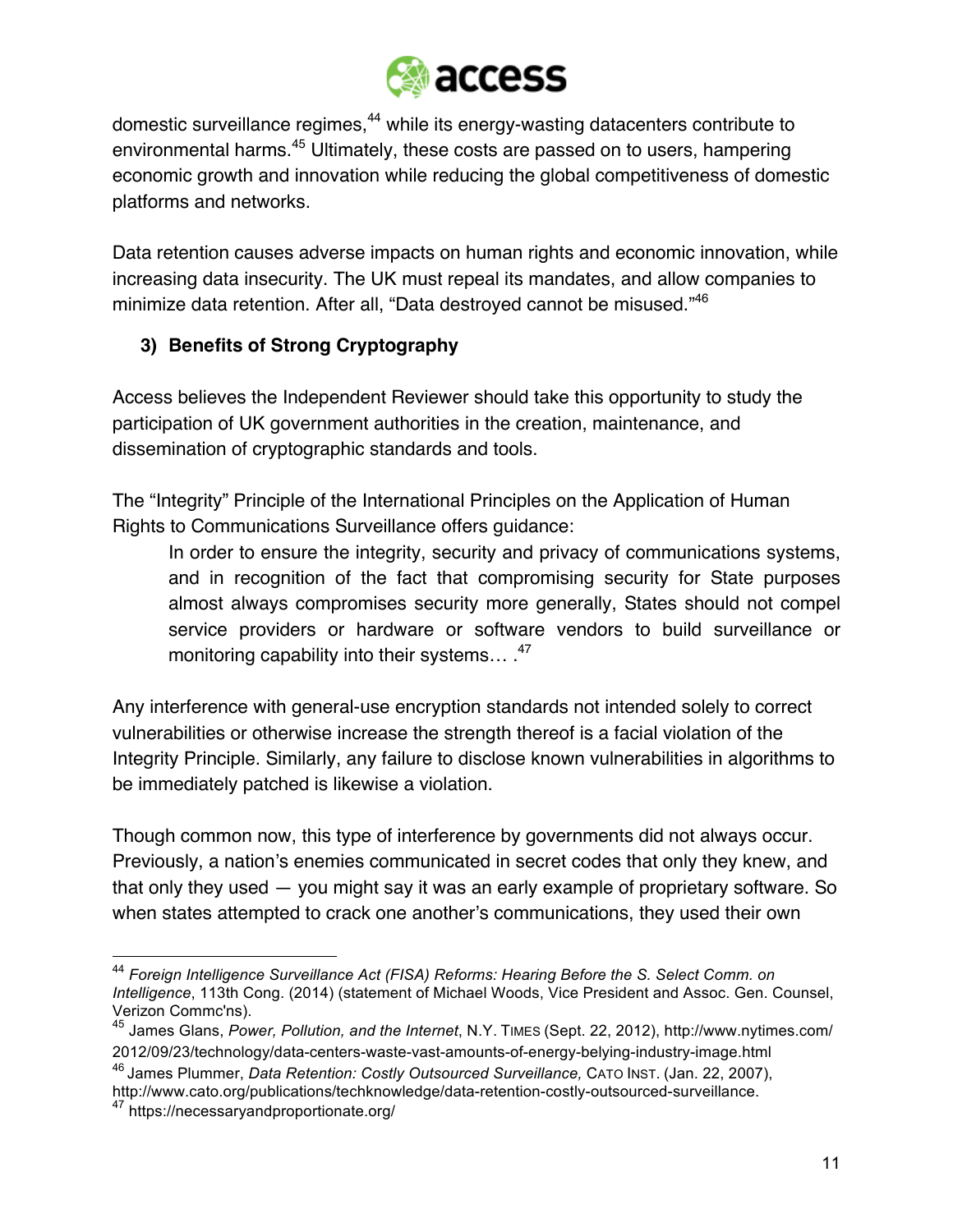domestic surveillance regimes,[44] while its energy-wasting datacenters contribute to environmental harms.[45] Ultimately, these costs are passed on to users, hampering economic growth and innovation while reducing the global competitiveness of domestic platforms and networks.

Data retention causes adverse impacts on human rights and economic innovation, while increasing data insecurity. The UK must repeal its mandates, and allow companies to minimize data retention. After all, "Data destroyed cannot be misused."[46]

### 3) Benefits of Strong Cryptography

Access believes the Independent Reviewer should take this opportunity to study the participation of UK government authorities in the creation, maintenance, and dissemination of cryptographic standards and tools.

The "Integrity" Principle of the International Principles on the Application of Human Rights to Communications Surveillance offers guidance:

> In order to ensure the integrity, security and privacy of communications systems, and in recognition of the fact that compromising security for State purposes almost always compromises security more generally, States should not compel service providers or hardware or software vendors to build surveillance or monitoring capability into their systems… .[47]

Any interference with general-use encryption standards not intended solely to correct vulnerabilities or otherwise increase the strength thereof is a facial violation of the Integrity Principle. Similarly, any failure to disclose known vulnerabilities in algorithms to be immediately patched is likewise a violation.

Though common now, this type of interference by governments did not always occur. Previously, a nation's enemies communicated in secret codes that only they knew, and that only they used — you might say it was an early example of proprietary software. So when states attempted to crack one another's communications, they used their own

---

[44] *Foreign Intelligence Surveillance Act (FISA) Reforms: Hearing Before the S. Select Comm. on Intelligence*, 113th Cong. (2014) (statement of Michael Woods, Vice President and Assoc. Gen. Counsel, Verizon Commc'ns).

[45] James Glans, *Power, Pollution, and the Internet*, N.Y. TIMES (Sept. 22, 2012), http://www.nytimes.com/2012/09/23/technology/data-centers-waste-vast-amounts-of-energy-belying-industry-image.html

[46] James Plummer, *Data Retention: Costly Outsourced Surveillance,* CATO INST. (Jan. 22, 2007), http://www.cato.org/publications/techknowledge/data-retention-costly-outsourced-surveillance.

[47] https://necessaryandproportionate.org/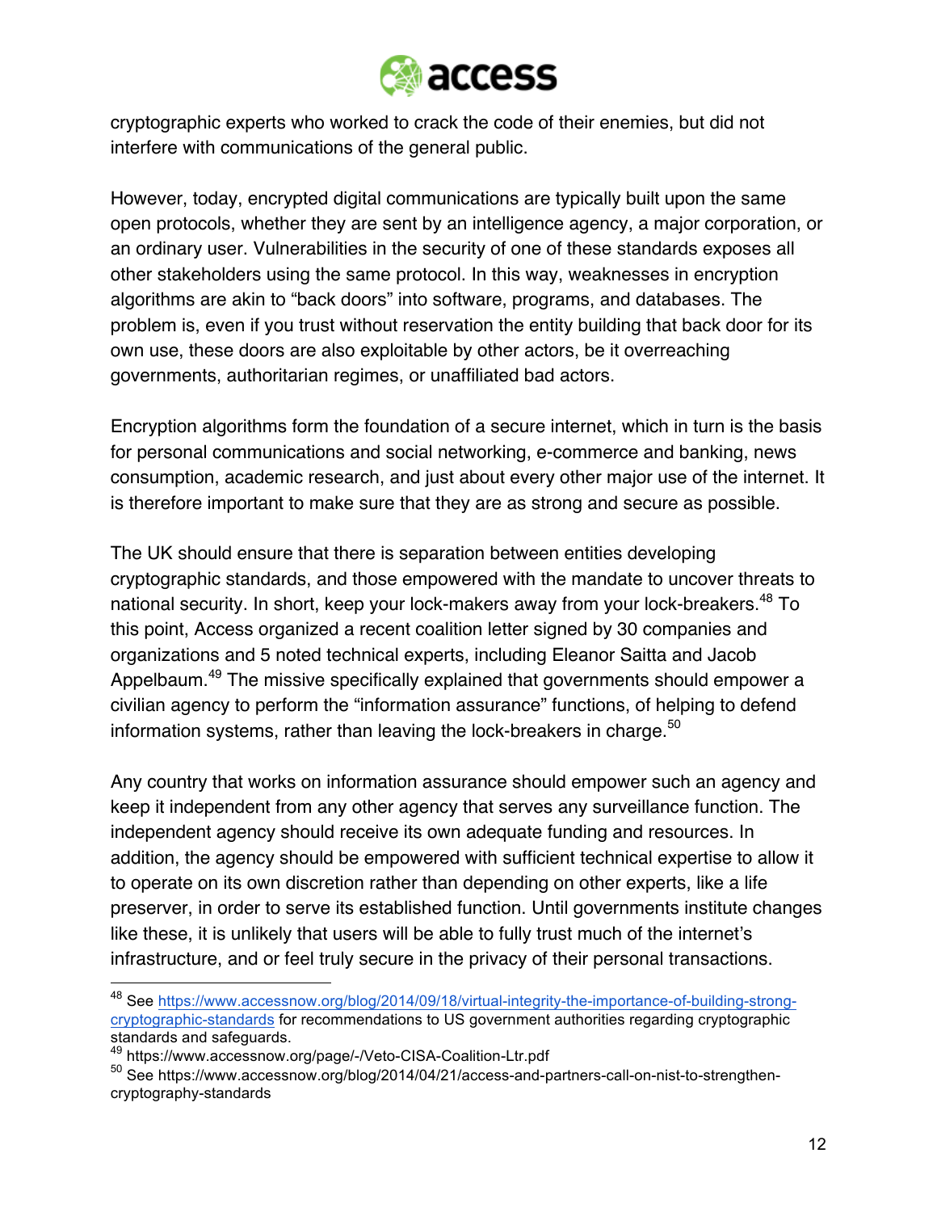cryptographic experts who worked to crack the code of their enemies, but did not interfere with communications of the general public.

However, today, encrypted digital communications are typically built upon the same open protocols, whether they are sent by an intelligence agency, a major corporation, or an ordinary user. Vulnerabilities in the security of one of these standards exposes all other stakeholders using the same protocol. In this way, weaknesses in encryption algorithms are akin to "back doors" into software, programs, and databases. The problem is, even if you trust without reservation the entity building that back door for its own use, these doors are also exploitable by other actors, be it overreaching governments, authoritarian regimes, or unaffiliated bad actors.

Encryption algorithms form the foundation of a secure internet, which in turn is the basis for personal communications and social networking, e-commerce and banking, news consumption, academic research, and just about every other major use of the internet. It is therefore important to make sure that they are as strong and secure as possible.

The UK should ensure that there is separation between entities developing cryptographic standards, and those empowered with the mandate to uncover threats to national security. In short, keep your lock-makers away from your lock-breakers.[48] To this point, Access organized a recent coalition letter signed by 30 companies and organizations and 5 noted technical experts, including Eleanor Saitta and Jacob Appelbaum.[49] The missive specifically explained that governments should empower a civilian agency to perform the "information assurance" functions, of helping to defend information systems, rather than leaving the lock-breakers in charge.[50]

Any country that works on information assurance should empower such an agency and keep it independent from any other agency that serves any surveillance function. The independent agency should receive its own adequate funding and resources. In addition, the agency should be empowered with sufficient technical expertise to allow it to operate on its own discretion rather than depending on other experts, like a life preserver, in order to serve its established function. Until governments institute changes like these, it is unlikely that users will be able to fully trust much of the internet's infrastructure, and or feel truly secure in the privacy of their personal transactions.

---

[48] See https://www.accessnow.org/blog/2014/09/18/virtual-integrity-the-importance-of-building-strong-cryptographic-standards for recommendations to US government authorities regarding cryptographic standards and safeguards.

[49] https://www.accessnow.org/page/-/Veto-CISA-Coalition-Ltr.pdf

[50] See https://www.accessnow.org/blog/2014/04/21/access-and-partners-call-on-nist-to-strengthen-cryptography-standards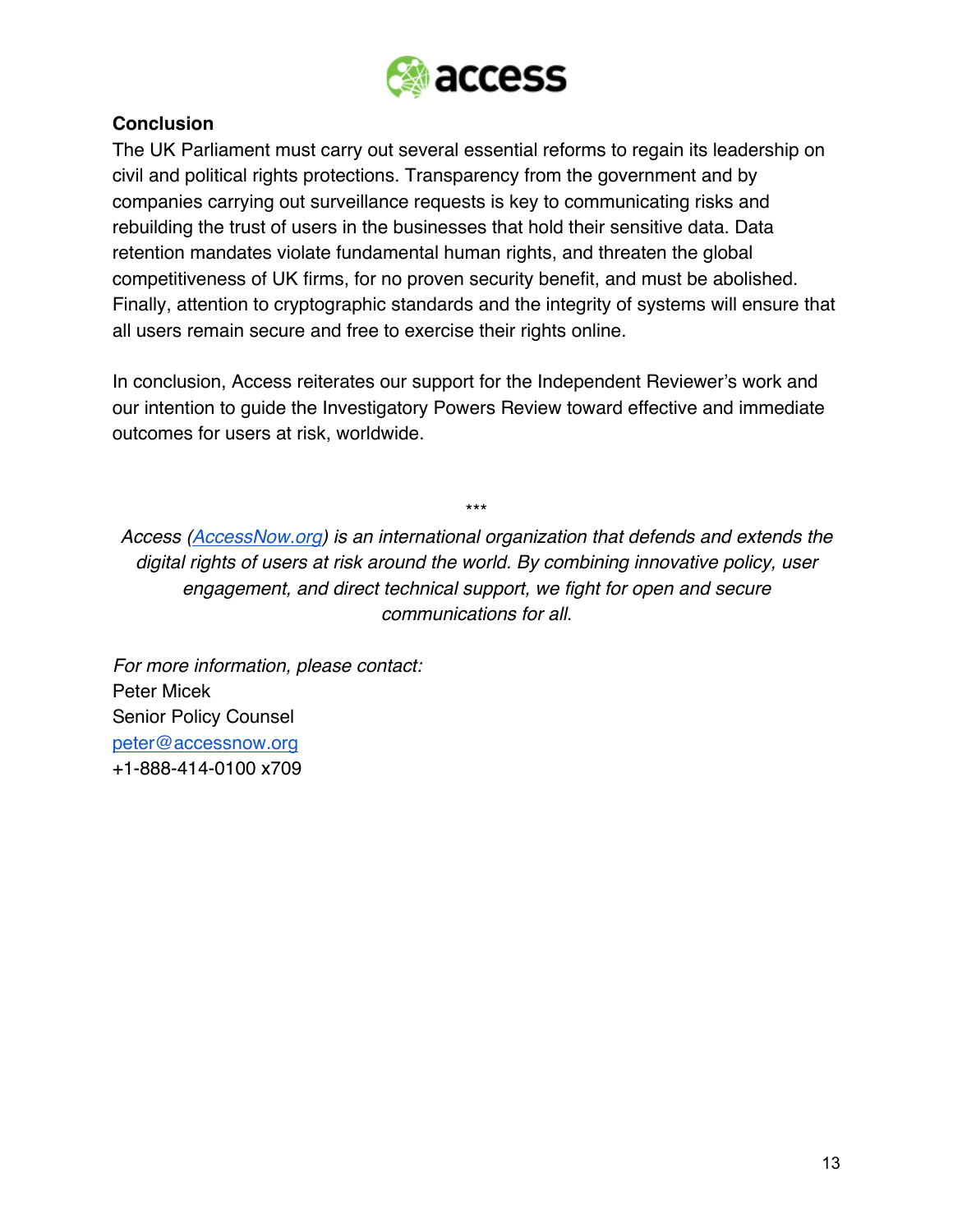**Conclusion**

The UK Parliament must carry out several essential reforms to regain its leadership on civil and political rights protections. Transparency from the government and by companies carrying out surveillance requests is key to communicating risks and rebuilding the trust of users in the businesses that hold their sensitive data. Data retention mandates violate fundamental human rights, and threaten the global competitiveness of UK firms, for no proven security benefit, and must be abolished. Finally, attention to cryptographic standards and the integrity of systems will ensure that all users remain secure and free to exercise their rights online.

In conclusion, Access reiterates our support for the Independent Reviewer's work and our intention to guide the Investigatory Powers Review toward effective and immediate outcomes for users at risk, worldwide.

***

*Access ([AccessNow.org](http://AccessNow.org)) is an international organization that defends and extends the digital rights of users at risk around the world. By combining innovative policy, user engagement, and direct technical support, we fight for open and secure communications for all.*

*For more information, please contact:*
Peter Micek
Senior Policy Counsel
[peter@accessnow.org](mailto:peter@accessnow.org)
+1-888-414-0100 x709